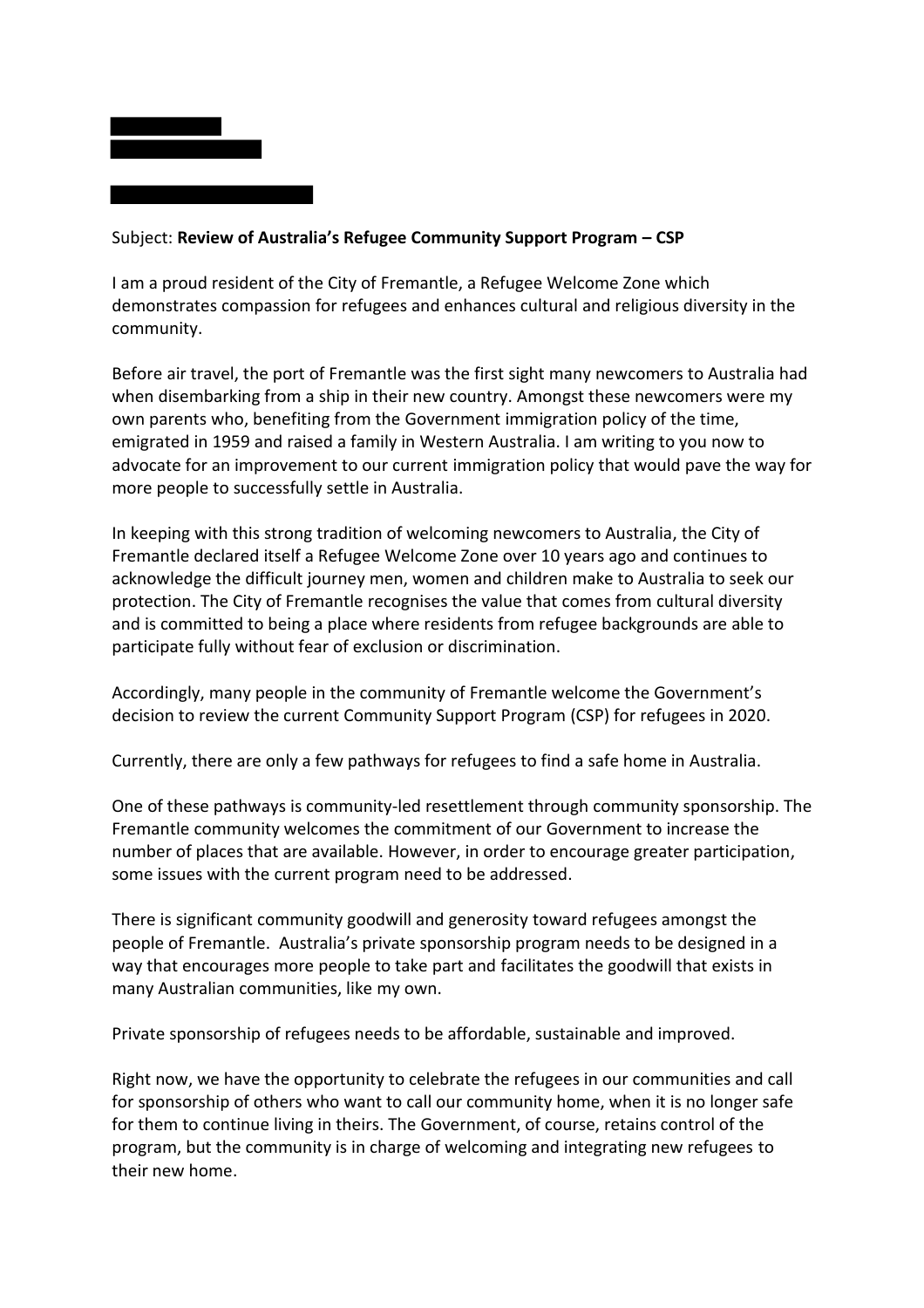Subject: **Review of Australia's Refugee Community Support Program – CSP**

I am a proud resident of the City of Fremantle, a Refugee Welcome Zone which demonstrates compassion for refugees and enhances cultural and religious diversity in the community.

Before air travel, the port of Fremantle was the first sight many newcomers to Australia had when disembarking from a ship in their new country. Amongst these newcomers were my own parents who, benefiting from the Government immigration policy of the time, emigrated in 1959 and raised a family in Western Australia. I am writing to you now to advocate for an improvement to our current immigration policy that would pave the way for more people to successfully settle in Australia.

In keeping with this strong tradition of welcoming newcomers to Australia, the City of Fremantle declared itself a Refugee Welcome Zone over 10 years ago and continues to acknowledge the difficult journey men, women and children make to Australia to seek our protection. The City of Fremantle recognises the value that comes from cultural diversity and is committed to being a place where residents from refugee backgrounds are able to participate fully without fear of exclusion or discrimination.

Accordingly, many people in the community of Fremantle welcome the Government's decision to review the current Community Support Program (CSP) for refugees in 2020.

Currently, there are only a few pathways for refugees to find a safe home in Australia.

One of these pathways is community-led resettlement through community sponsorship. The Fremantle community welcomes the commitment of our Government to increase the number of places that are available. However, in order to encourage greater participation, some issues with the current program need to be addressed.

There is significant community goodwill and generosity toward refugees amongst the people of Fremantle. Australia's private sponsorship program needs to be designed in a way that encourages more people to take part and facilitates the goodwill that exists in many Australian communities, like my own.

Private sponsorship of refugees needs to be affordable, sustainable and improved.

Right now, we have the opportunity to celebrate the refugees in our communities and call for sponsorship of others who want to call our community home, when it is no longer safe for them to continue living in theirs. The Government, of course, retains control of the program, but the community is in charge of welcoming and integrating new refugees to their new home.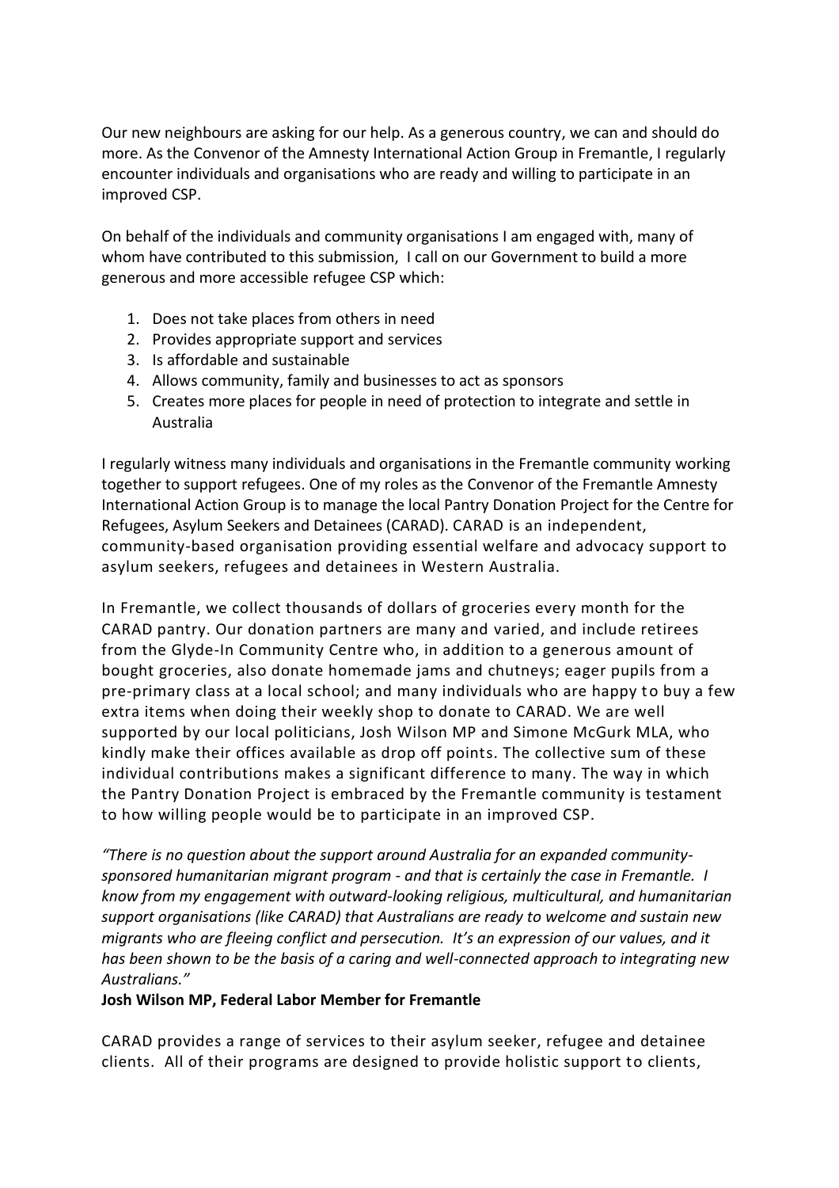Our new neighbours are asking for our help. As a generous country, we can and should do more. As the Convenor of the Amnesty International Action Group in Fremantle, I regularly encounter individuals and organisations who are ready and willing to participate in an improved CSP.

On behalf of the individuals and community organisations I am engaged with, many of whom have contributed to this submission, I call on our Government to build a more generous and more accessible refugee CSP which:

1. Does not take places from others in need
2. Provides appropriate support and services
3. Is affordable and sustainable
4. Allows community, family and businesses to act as sponsors
5. Creates more places for people in need of protection to integrate and settle in Australia

I regularly witness many individuals and organisations in the Fremantle community working together to support refugees. One of my roles as the Convenor of the Fremantle Amnesty International Action Group is to manage the local Pantry Donation Project for the Centre for Refugees, Asylum Seekers and Detainees (CARAD). CARAD is an independent, community-based organisation providing essential welfare and advocacy support to asylum seekers, refugees and detainees in Western Australia.

In Fremantle, we collect thousands of dollars of groceries every month for the CARAD pantry. Our donation partners are many and varied, and include retirees from the Glyde-In Community Centre who, in addition to a generous amount of bought groceries, also donate homemade jams and chutneys; eager pupils from a pre-primary class at a local school; and many individuals who are happy to buy a few extra items when doing their weekly shop to donate to CARAD. We are well supported by our local politicians, Josh Wilson MP and Simone McGurk MLA, who kindly make their offices available as drop off points. The collective sum of these individual contributions makes a significant difference to many. The way in which the Pantry Donation Project is embraced by the Fremantle community is testament to how willing people would be to participate in an improved CSP.

*"There is no question about the support around Australia for an expanded community-sponsored humanitarian migrant program - and that is certainly the case in Fremantle. I know from my engagement with outward-looking religious, multicultural, and humanitarian support organisations (like CARAD) that Australians are ready to welcome and sustain new migrants who are fleeing conflict and persecution. It's an expression of our values, and it has been shown to be the basis of a caring and well-connected approach to integrating new Australians."*

**Josh Wilson MP, Federal Labor Member for Fremantle**

CARAD provides a range of services to their asylum seeker, refugee and detainee clients. All of their programs are designed to provide holistic support to clients,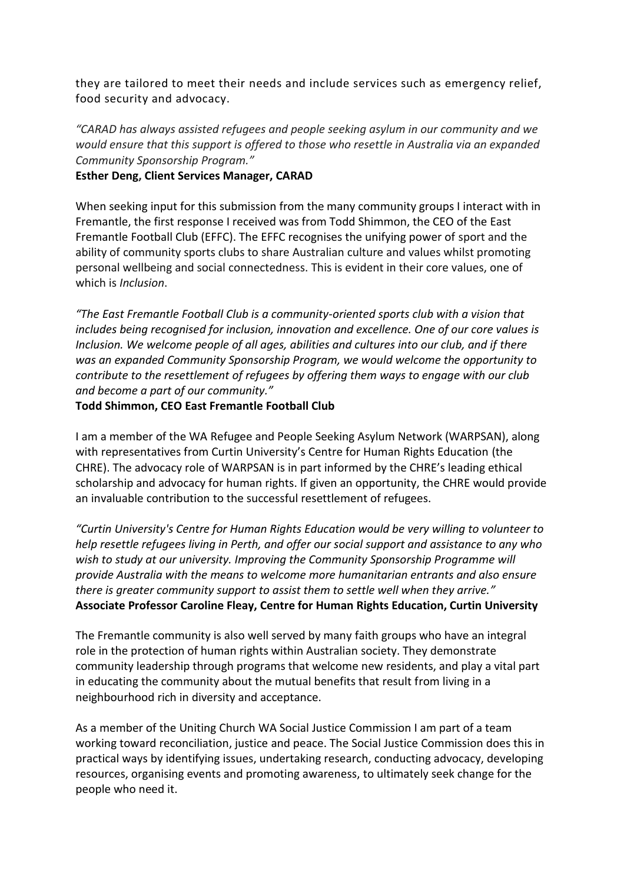they are tailored to meet their needs and include services such as emergency relief, food security and advocacy.

*"CARAD has always assisted refugees and people seeking asylum in our community and we would ensure that this support is offered to those who resettle in Australia via an expanded Community Sponsorship Program."*

**Esther Deng, Client Services Manager, CARAD**

When seeking input for this submission from the many community groups I interact with in Fremantle, the first response I received was from Todd Shimmon, the CEO of the East Fremantle Football Club (EFFC). The EFFC recognises the unifying power of sport and the ability of community sports clubs to share Australian culture and values whilst promoting personal wellbeing and social connectedness. This is evident in their core values, one of which is *Inclusion*.

*"The East Fremantle Football Club is a community-oriented sports club with a vision that includes being recognised for inclusion, innovation and excellence. One of our core values is Inclusion. We welcome people of all ages, abilities and cultures into our club, and if there was an expanded Community Sponsorship Program, we would welcome the opportunity to contribute to the resettlement of refugees by offering them ways to engage with our club and become a part of our community."*

**Todd Shimmon, CEO East Fremantle Football Club**

I am a member of the WA Refugee and People Seeking Asylum Network (WARPSAN), along with representatives from Curtin University's Centre for Human Rights Education (the CHRE). The advocacy role of WARPSAN is in part informed by the CHRE's leading ethical scholarship and advocacy for human rights. If given an opportunity, the CHRE would provide an invaluable contribution to the successful resettlement of refugees.

*"Curtin University's Centre for Human Rights Education would be very willing to volunteer to help resettle refugees living in Perth, and offer our social support and assistance to any who wish to study at our university. Improving the Community Sponsorship Programme will provide Australia with the means to welcome more humanitarian entrants and also ensure there is greater community support to assist them to settle well when they arrive."*

**Associate Professor Caroline Fleay, Centre for Human Rights Education, Curtin University**

The Fremantle community is also well served by many faith groups who have an integral role in the protection of human rights within Australian society. They demonstrate community leadership through programs that welcome new residents, and play a vital part in educating the community about the mutual benefits that result from living in a neighbourhood rich in diversity and acceptance.

As a member of the Uniting Church WA Social Justice Commission I am part of a team working toward reconciliation, justice and peace. The Social Justice Commission does this in practical ways by identifying issues, undertaking research, conducting advocacy, developing resources, organising events and promoting awareness, to ultimately seek change for the people who need it.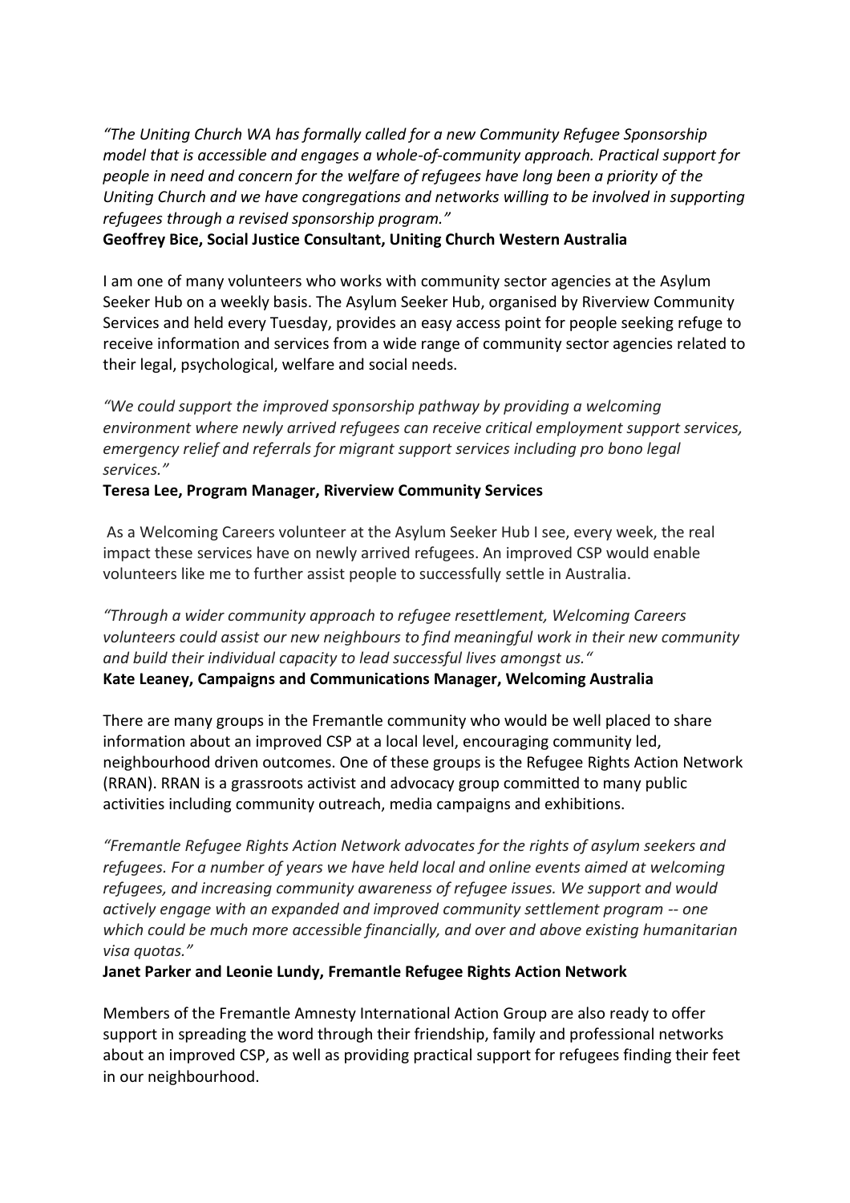*"The Uniting Church WA has formally called for a new Community Refugee Sponsorship model that is accessible and engages a whole-of-community approach. Practical support for people in need and concern for the welfare of refugees have long been a priority of the Uniting Church and we have congregations and networks willing to be involved in supporting refugees through a revised sponsorship program."*
**Geoffrey Bice, Social Justice Consultant, Uniting Church Western Australia**

I am one of many volunteers who works with community sector agencies at the Asylum Seeker Hub on a weekly basis. The Asylum Seeker Hub, organised by Riverview Community Services and held every Tuesday, provides an easy access point for people seeking refuge to receive information and services from a wide range of community sector agencies related to their legal, psychological, welfare and social needs.

*"We could support the improved sponsorship pathway by providing a welcoming environment where newly arrived refugees can receive critical employment support services, emergency relief and referrals for migrant support services including pro bono legal services."*
**Teresa Lee, Program Manager, Riverview Community Services**

As a Welcoming Careers volunteer at the Asylum Seeker Hub I see, every week, the real impact these services have on newly arrived refugees. An improved CSP would enable volunteers like me to further assist people to successfully settle in Australia.

*"Through a wider community approach to refugee resettlement, Welcoming Careers volunteers could assist our new neighbours to find meaningful work in their new community and build their individual capacity to lead successful lives amongst us."*
**Kate Leaney, Campaigns and Communications Manager, Welcoming Australia**

There are many groups in the Fremantle community who would be well placed to share information about an improved CSP at a local level, encouraging community led, neighbourhood driven outcomes. One of these groups is the Refugee Rights Action Network (RRAN). RRAN is a grassroots activist and advocacy group committed to many public activities including community outreach, media campaigns and exhibitions.

*"Fremantle Refugee Rights Action Network advocates for the rights of asylum seekers and refugees. For a number of years we have held local and online events aimed at welcoming refugees, and increasing community awareness of refugee issues. We support and would actively engage with an expanded and improved community settlement program -- one which could be much more accessible financially, and over and above existing humanitarian visa quotas."*
**Janet Parker and Leonie Lundy, Fremantle Refugee Rights Action Network**

Members of the Fremantle Amnesty International Action Group are also ready to offer support in spreading the word through their friendship, family and professional networks about an improved CSP, as well as providing practical support for refugees finding their feet in our neighbourhood.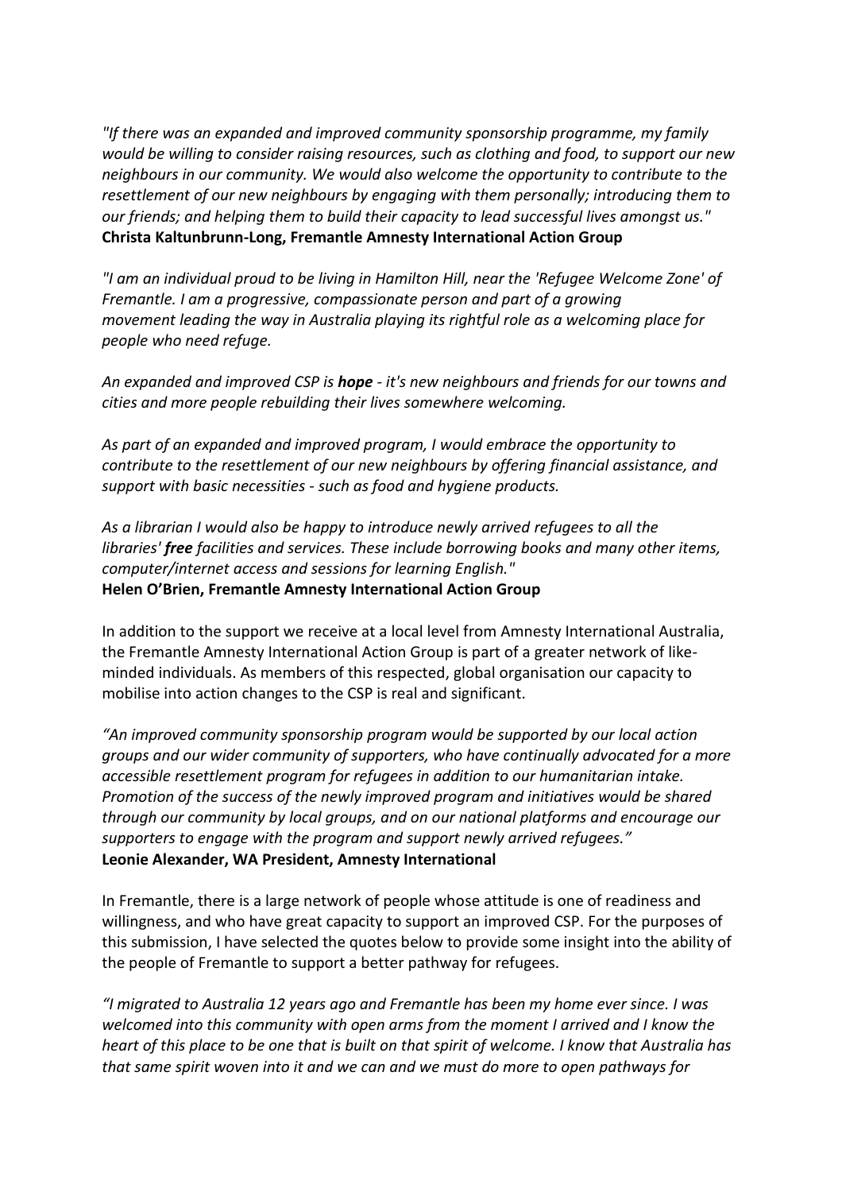*"If there was an expanded and improved community sponsorship programme, my family would be willing to consider raising resources, such as clothing and food, to support our new neighbours in our community. We would also welcome the opportunity to contribute to the resettlement of our new neighbours by engaging with them personally; introducing them to our friends; and helping them to build their capacity to lead successful lives amongst us."*
**Christa Kaltunbrunn-Long, Fremantle Amnesty International Action Group**

*"I am an individual proud to be living in Hamilton Hill, near the 'Refugee Welcome Zone' of Fremantle. I am a progressive, compassionate person and part of a growing movement leading the way in Australia playing its rightful role as a welcoming place for people who need refuge.*

*An expanded and improved CSP is **hope** - it's new neighbours and friends for our towns and cities and more people rebuilding their lives somewhere welcoming.*

*As part of an expanded and improved program, I would embrace the opportunity to contribute to the resettlement of our new neighbours by offering financial assistance, and support with basic necessities - such as food and hygiene products.*

*As a librarian I would also be happy to introduce newly arrived refugees to all the libraries' **free** facilities and services. These include borrowing books and many other items, computer/internet access and sessions for learning English."*
**Helen O'Brien, Fremantle Amnesty International Action Group**

In addition to the support we receive at a local level from Amnesty International Australia, the Fremantle Amnesty International Action Group is part of a greater network of like-minded individuals. As members of this respected, global organisation our capacity to mobilise into action changes to the CSP is real and significant.

*"An improved community sponsorship program would be supported by our local action groups and our wider community of supporters, who have continually advocated for a more accessible resettlement program for refugees in addition to our humanitarian intake. Promotion of the success of the newly improved program and initiatives would be shared through our community by local groups, and on our national platforms and encourage our supporters to engage with the program and support newly arrived refugees."*
**Leonie Alexander, WA President, Amnesty International**

In Fremantle, there is a large network of people whose attitude is one of readiness and willingness, and who have great capacity to support an improved CSP. For the purposes of this submission, I have selected the quotes below to provide some insight into the ability of the people of Fremantle to support a better pathway for refugees.

*"I migrated to Australia 12 years ago and Fremantle has been my home ever since. I was welcomed into this community with open arms from the moment I arrived and I know the heart of this place to be one that is built on that spirit of welcome. I know that Australia has that same spirit woven into it and we can and we must do more to open pathways for*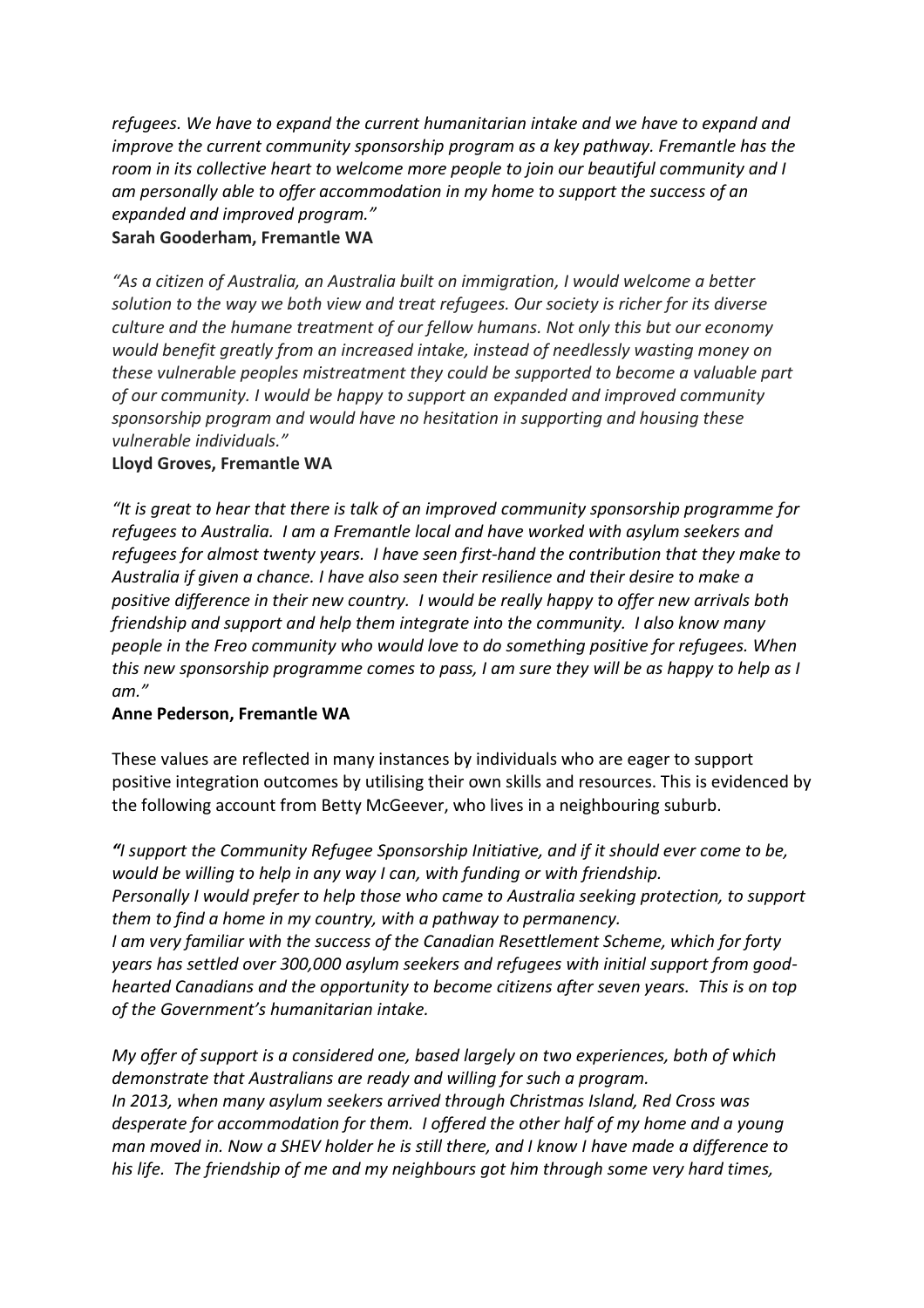*refugees. We have to expand the current humanitarian intake and we have to expand and improve the current community sponsorship program as a key pathway. Fremantle has the room in its collective heart to welcome more people to join our beautiful community and I am personally able to offer accommodation in my home to support the success of an expanded and improved program."*
**Sarah Gooderham, Fremantle WA**

*"As a citizen of Australia, an Australia built on immigration, I would welcome a better solution to the way we both view and treat refugees. Our society is richer for its diverse culture and the humane treatment of our fellow humans. Not only this but our economy would benefit greatly from an increased intake, instead of needlessly wasting money on these vulnerable peoples mistreatment they could be supported to become a valuable part of our community. I would be happy to support an expanded and improved community sponsorship program and would have no hesitation in supporting and housing these vulnerable individuals."*
**Lloyd Groves, Fremantle WA**

*"It is great to hear that there is talk of an improved community sponsorship programme for refugees to Australia. I am a Fremantle local and have worked with asylum seekers and refugees for almost twenty years. I have seen first-hand the contribution that they make to Australia if given a chance. I have also seen their resilience and their desire to make a positive difference in their new country. I would be really happy to offer new arrivals both friendship and support and help them integrate into the community. I also know many people in the Freo community who would love to do something positive for refugees. When this new sponsorship programme comes to pass, I am sure they will be as happy to help as I am."*
**Anne Pederson, Fremantle WA**

These values are reflected in many instances by individuals who are eager to support positive integration outcomes by utilising their own skills and resources. This is evidenced by the following account from Betty McGeever, who lives in a neighbouring suburb.

***"****I support the Community Refugee Sponsorship Initiative, and if it should ever come to be, would be willing to help in any way I can, with funding or with friendship.*
*Personally I would prefer to help those who came to Australia seeking protection, to support them to find a home in my country, with a pathway to permanency.*
*I am very familiar with the success of the Canadian Resettlement Scheme, which for forty years has settled over 300,000 asylum seekers and refugees with initial support from good-hearted Canadians and the opportunity to become citizens after seven years. This is on top of the Government's humanitarian intake.*

*My offer of support is a considered one, based largely on two experiences, both of which demonstrate that Australians are ready and willing for such a program.*
*In 2013, when many asylum seekers arrived through Christmas Island, Red Cross was desperate for accommodation for them. I offered the other half of my home and a young man moved in. Now a SHEV holder he is still there, and I know I have made a difference to his life. The friendship of me and my neighbours got him through some very hard times,*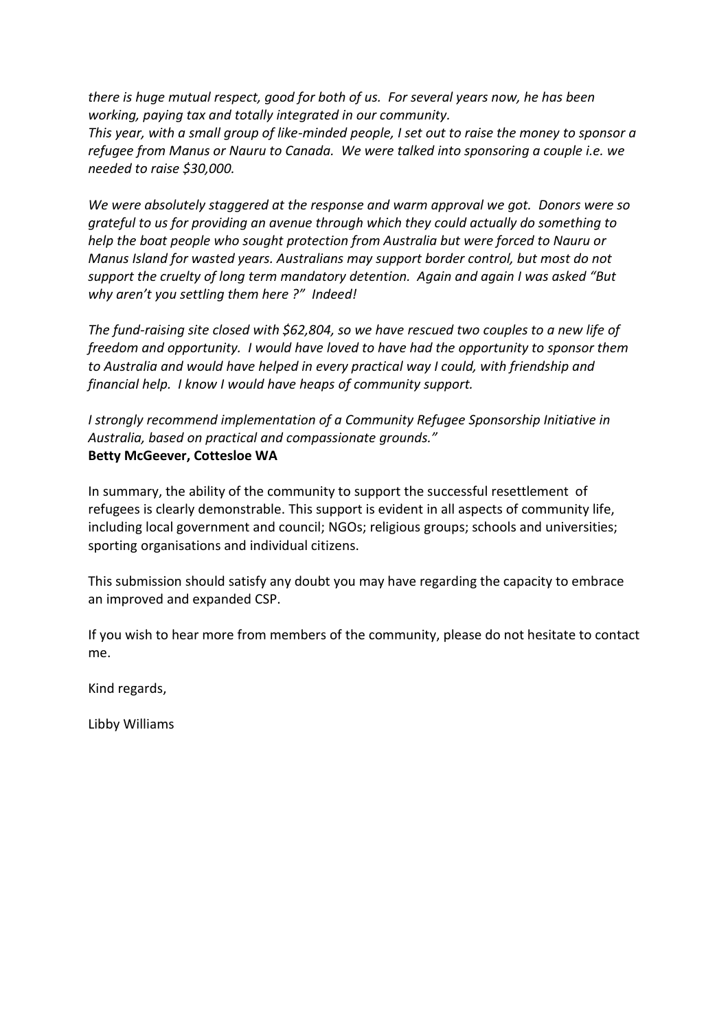*there is huge mutual respect, good for both of us. For several years now, he has been working, paying tax and totally integrated in our community.*
*This year, with a small group of like-minded people, I set out to raise the money to sponsor a refugee from Manus or Nauru to Canada. We were talked into sponsoring a couple i.e. we needed to raise $30,000.*

*We were absolutely staggered at the response and warm approval we got. Donors were so grateful to us for providing an avenue through which they could actually do something to help the boat people who sought protection from Australia but were forced to Nauru or Manus Island for wasted years. Australians may support border control, but most do not support the cruelty of long term mandatory detention. Again and again I was asked "But why aren't you settling them here ?" Indeed!*

*The fund-raising site closed with $62,804, so we have rescued two couples to a new life of freedom and opportunity. I would have loved to have had the opportunity to sponsor them to Australia and would have helped in every practical way I could, with friendship and financial help. I know I would have heaps of community support.*

*I strongly recommend implementation of a Community Refugee Sponsorship Initiative in Australia, based on practical and compassionate grounds."*
**Betty McGeever, Cottesloe WA**

In summary, the ability of the community to support the successful resettlement of refugees is clearly demonstrable. This support is evident in all aspects of community life, including local government and council; NGOs; religious groups; schools and universities; sporting organisations and individual citizens.

This submission should satisfy any doubt you may have regarding the capacity to embrace an improved and expanded CSP.

If you wish to hear more from members of the community, please do not hesitate to contact me.

Kind regards,

Libby Williams